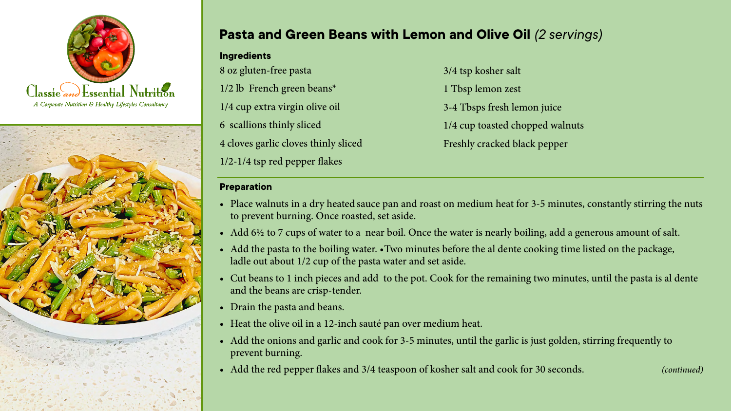Classic and Essential Nutrition

*A Corporate Nutrition & Healthy Lifestyles Consultancy*

## Pasta and Green Beans with Lemon and Olive Oil *(2 servings)*

### Ingredients

8 oz gluten-free pasta

1/2 lb French green beans*

1/4 cup extra virgin olive oil

6 scallions thinly sliced

4 cloves garlic cloves thinly sliced

1/2-1/4 tsp red pepper flakes

3/4 tsp kosher salt

1 Tbsp lemon zest

3-4 Tbsps fresh lemon juice

1/4 cup toasted chopped walnuts

Freshly cracked black pepper

### Preparation

- Place walnuts in a dry heated sauce pan and roast on medium heat for 3-5 minutes, constantly stirring the nuts to prevent burning. Once roasted, set aside.
- Add 6½ to 7 cups of water to a near boil. Once the water is nearly boiling, add a generous amount of salt.
- Add the pasta to the boiling water. •Two minutes before the al dente cooking time listed on the package, ladle out about 1/2 cup of the pasta water and set aside.
- Cut beans to 1 inch pieces and add to the pot. Cook for the remaining two minutes, until the pasta is al dente and the beans are crisp-tender.
- Drain the pasta and beans.
- Heat the olive oil in a 12-inch sauté pan over medium heat.
- Add the onions and garlic and cook for 3-5 minutes, until the garlic is just golden, stirring frequently to prevent burning.
- Add the red pepper flakes and 3/4 teaspoon of kosher salt and cook for 30 seconds.

*(continued)*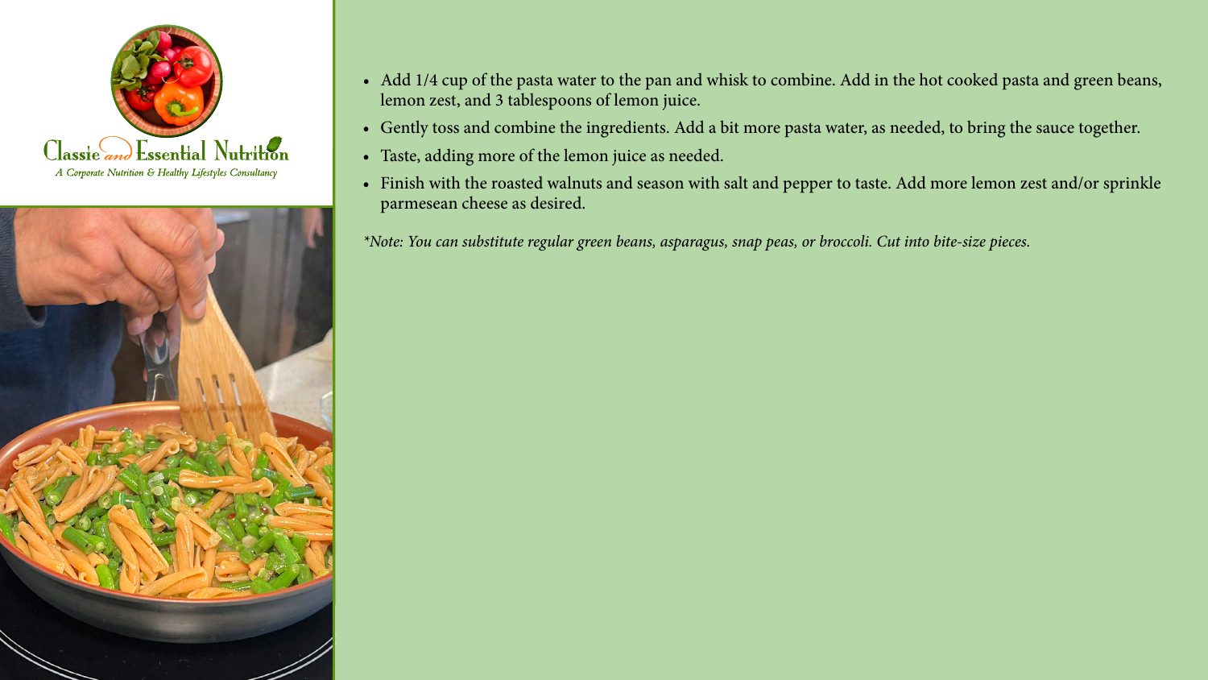- Add 1/4 cup of the pasta water to the pan and whisk to combine. Add in the hot cooked pasta and green beans, lemon zest, and 3 tablespoons of lemon juice.
- Gently toss and combine the ingredients. Add a bit more pasta water, as needed, to bring the sauce together.
- Taste, adding more of the lemon juice as needed.
- Finish with the roasted walnuts and season with salt and pepper to taste. Add more lemon zest and/or sprinkle parmesean cheese as desired.

*\*Note: You can substitute regular green beans, asparagus, snap peas, or broccoli. Cut into bite-size pieces.*